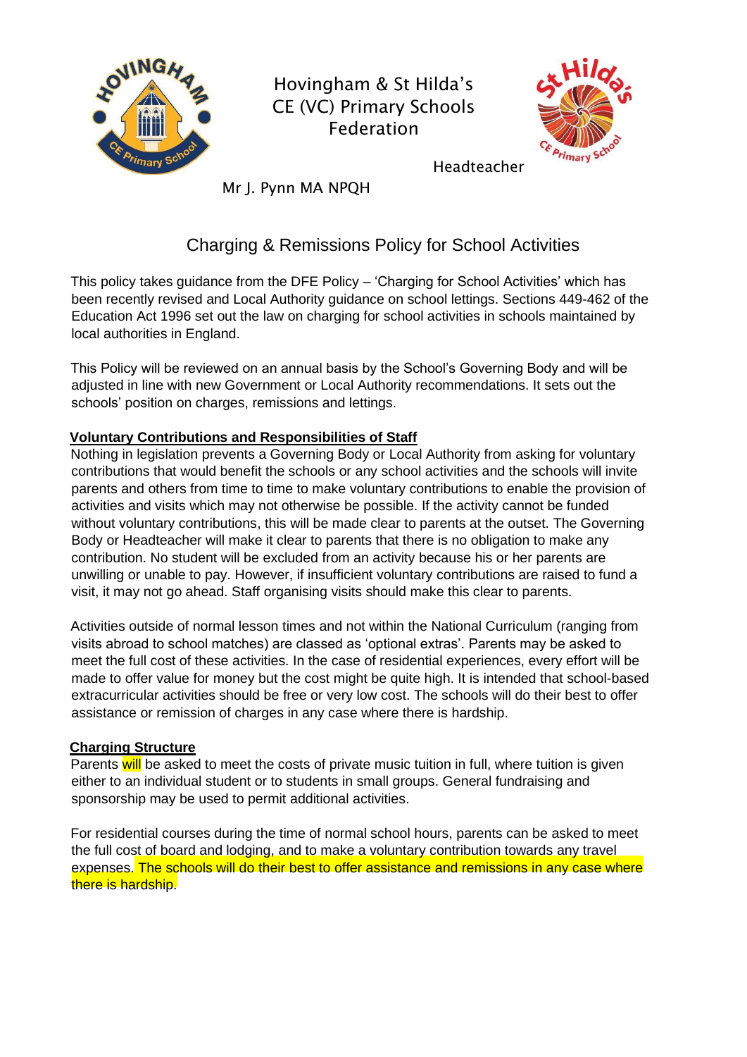Hovingham & St Hilda's CE (VC) Primary Schools Federation

Headteacher

Mr J. Pynn MA NPQH

# Charging & Remissions Policy for School Activities

This policy takes guidance from the DFE Policy – 'Charging for School Activities' which has been recently revised and Local Authority guidance on school lettings. Sections 449-462 of the Education Act 1996 set out the law on charging for school activities in schools maintained by local authorities in England.

This Policy will be reviewed on an annual basis by the School's Governing Body and will be adjusted in line with new Government or Local Authority recommendations. It sets out the schools' position on charges, remissions and lettings.

## Voluntary Contributions and Responsibilities of Staff

Nothing in legislation prevents a Governing Body or Local Authority from asking for voluntary contributions that would benefit the schools or any school activities and the schools will invite parents and others from time to time to make voluntary contributions to enable the provision of activities and visits which may not otherwise be possible. If the activity cannot be funded without voluntary contributions, this will be made clear to parents at the outset. The Governing Body or Headteacher will make it clear to parents that there is no obligation to make any contribution. No student will be excluded from an activity because his or her parents are unwilling or unable to pay. However, if insufficient voluntary contributions are raised to fund a visit, it may not go ahead. Staff organising visits should make this clear to parents.

Activities outside of normal lesson times and not within the National Curriculum (ranging from visits abroad to school matches) are classed as 'optional extras'. Parents may be asked to meet the full cost of these activities. In the case of residential experiences, every effort will be made to offer value for money but the cost might be quite high. It is intended that school-based extracurricular activities should be free or very low cost. The schools will do their best to offer assistance or remission of charges in any case where there is hardship.

## Charging Structure

Parents will be asked to meet the costs of private music tuition in full, where tuition is given either to an individual student or to students in small groups. General fundraising and sponsorship may be used to permit additional activities.

For residential courses during the time of normal school hours, parents can be asked to meet the full cost of board and lodging, and to make a voluntary contribution towards any travel expenses. The schools will do their best to offer assistance and remissions in any case where there is hardship.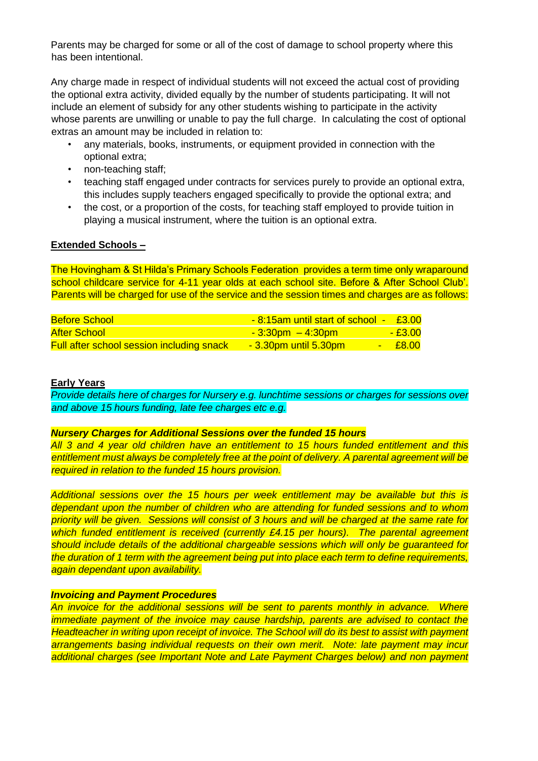Parents may be charged for some or all of the cost of damage to school property where this has been intentional.

Any charge made in respect of individual students will not exceed the actual cost of providing the optional extra activity, divided equally by the number of students participating. It will not include an element of subsidy for any other students wishing to participate in the activity whose parents are unwilling or unable to pay the full charge. In calculating the cost of optional extras an amount may be included in relation to:

- any materials, books, instruments, or equipment provided in connection with the optional extra;
- non-teaching staff;
- teaching staff engaged under contracts for services purely to provide an optional extra, this includes supply teachers engaged specifically to provide the optional extra; and
- the cost, or a proportion of the costs, for teaching staff employed to provide tuition in playing a musical instrument, where the tuition is an optional extra.

**Extended Schools –**

The Hovingham & St Hilda's Primary Schools Federation provides a term time only wraparound school childcare service for 4-11 year olds at each school site. Before & After School Club'. Parents will be charged for use of the service and the session times and charges are as follows:

| | | |
|---|---|---|
| Before School | - 8:15am until start of school - | £3.00 |
| After School | - 3:30pm – 4:30pm | - £3.00 |
| Full after school session including snack | - 3.30pm until 5.30pm | - £8.00 |

**Early Years**

*Provide details here of charges for Nursery e.g. lunchtime sessions or charges for sessions over and above 15 hours funding, late fee charges etc e.g.*

***Nursery Charges for Additional Sessions over the funded 15 hours***

*All 3 and 4 year old children have an entitlement to 15 hours funded entitlement and this entitlement must always be completely free at the point of delivery. A parental agreement will be required in relation to the funded 15 hours provision.*

*Additional sessions over the 15 hours per week entitlement may be available but this is dependant upon the number of children who are attending for funded sessions and to whom priority will be given. Sessions will consist of 3 hours and will be charged at the same rate for which funded entitlement is received (currently £4.15 per hours). The parental agreement should include details of the additional chargeable sessions which will only be guaranteed for the duration of 1 term with the agreement being put into place each term to define requirements, again dependant upon availability.*

***Invoicing and Payment Procedures***

*An invoice for the additional sessions will be sent to parents monthly in advance. Where immediate payment of the invoice may cause hardship, parents are advised to contact the Headteacher in writing upon receipt of invoice. The School will do its best to assist with payment arrangements basing individual requests on their own merit. Note: late payment may incur additional charges (see Important Note and Late Payment Charges below) and non payment*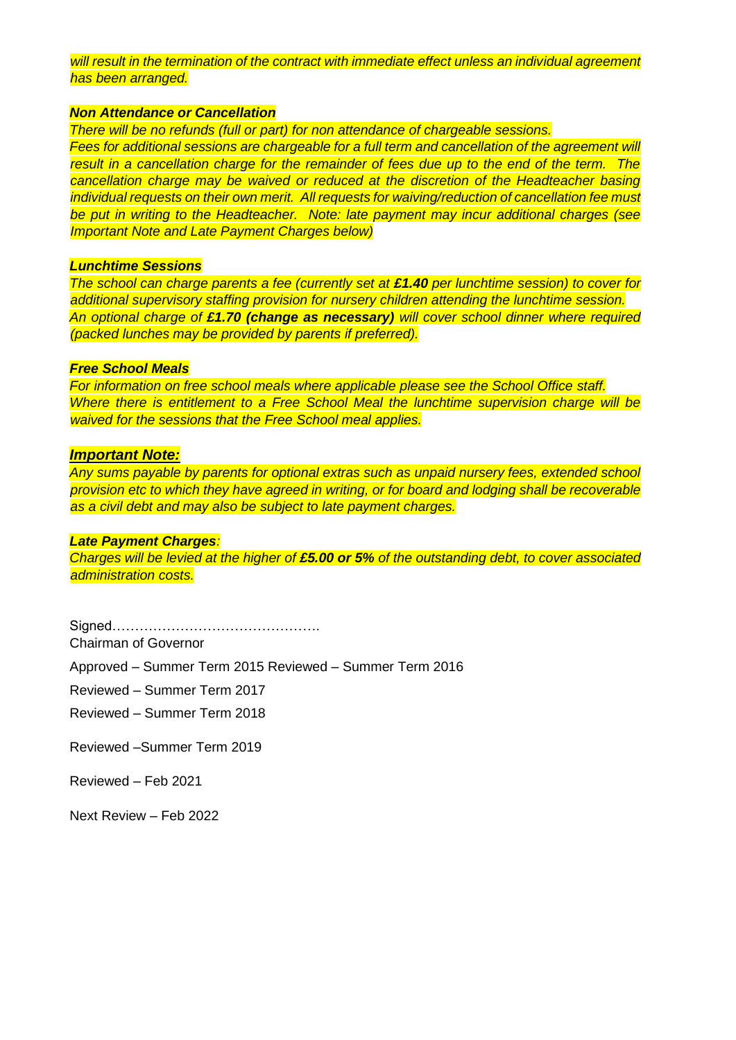*will result in the termination of the contract with immediate effect unless an individual agreement has been arranged.*

***Non Attendance or Cancellation***

*There will be no refunds (full or part) for non attendance of chargeable sessions.*

*Fees for additional sessions are chargeable for a full term and cancellation of the agreement will result in a cancellation charge for the remainder of fees due up to the end of the term. The cancellation charge may be waived or reduced at the discretion of the Headteacher basing individual requests on their own merit. All requests for waiving/reduction of cancellation fee must be put in writing to the Headteacher. Note: late payment may incur additional charges (see Important Note and Late Payment Charges below)*

***Lunchtime Sessions***

*The school can charge parents a fee (currently set at **£1.40** per lunchtime session) to cover for additional supervisory staffing provision for nursery children attending the lunchtime session.*

*An optional charge of **£1.70 (change as necessary)** will cover school dinner where required (packed lunches may be provided by parents if preferred).*

***Free School Meals***

*For information on free school meals where applicable please see the School Office staff.*

*Where there is entitlement to a Free School Meal the lunchtime supervision charge will be waived for the sessions that the Free School meal applies.*

***Important Note:***

*Any sums payable by parents for optional extras such as unpaid nursery fees, extended school provision etc to which they have agreed in writing, or for board and lodging shall be recoverable as a civil debt and may also be subject to late payment charges.*

***Late Payment Charges**:*

*Charges will be levied at the higher of **£5.00 or 5%** of the outstanding debt, to cover associated administration costs.*

Signed……………………………………….

Chairman of Governor

Approved – Summer Term 2015 Reviewed – Summer Term 2016

Reviewed – Summer Term 2017

Reviewed – Summer Term 2018

Reviewed –Summer Term 2019

Reviewed – Feb 2021

Next Review – Feb 2022